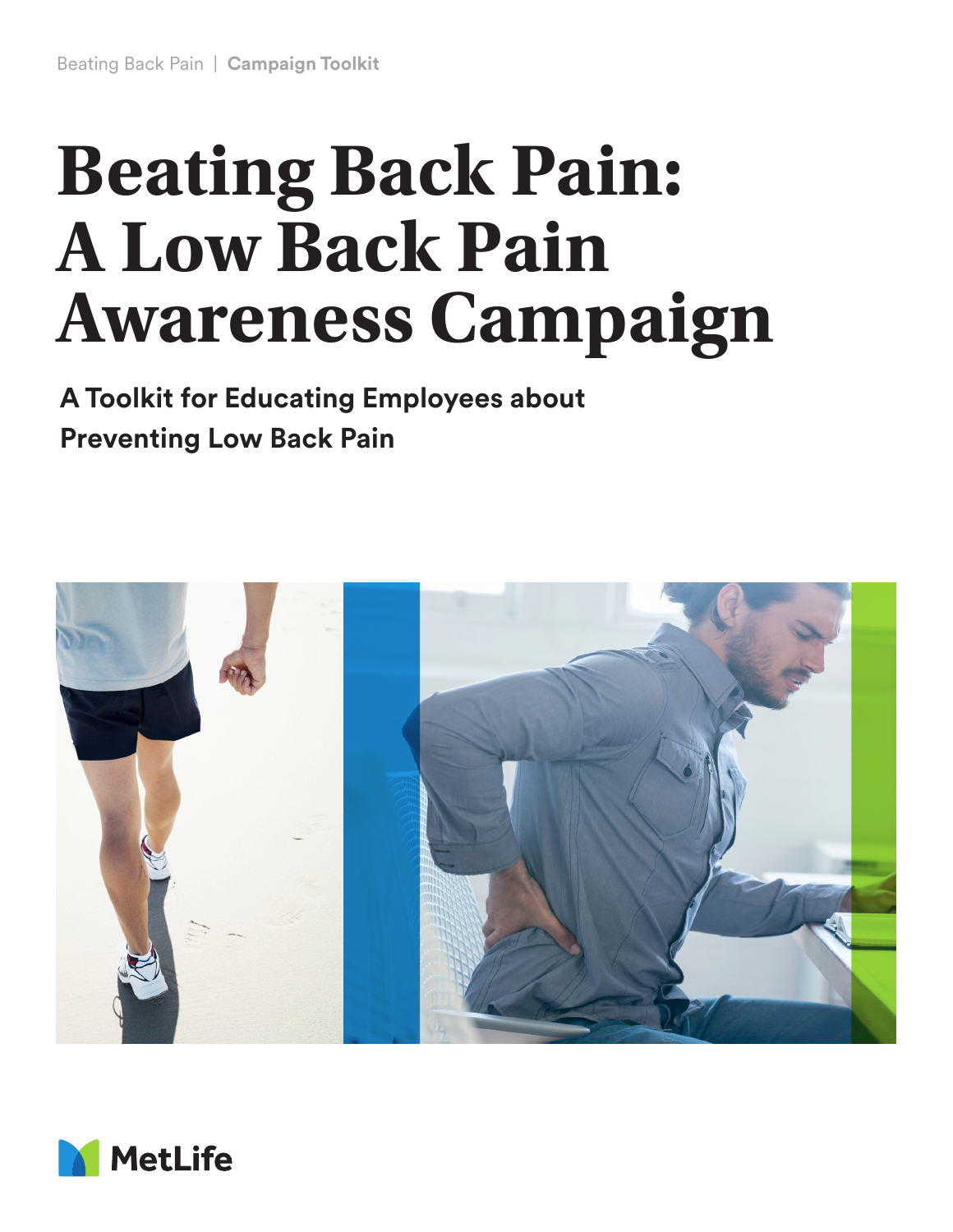# Beating Back Pain: A Low Back Pain Awareness Campaign

**A Toolkit for Educating Employees about Preventing Low Back Pain**

MetLife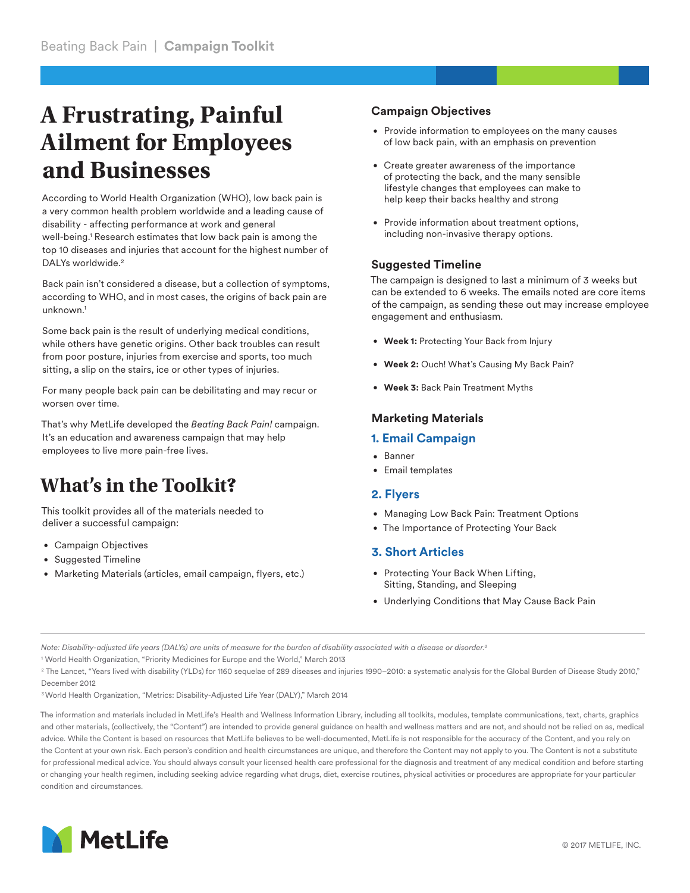# A Frustrating, Painful Ailment for Employees and Businesses

According to World Health Organization (WHO), low back pain is a very common health problem worldwide and a leading cause of disability - affecting performance at work and general well-being.[1] Research estimates that low back pain is among the top 10 diseases and injuries that account for the highest number of DALYs worldwide.[2]

Back pain isn't considered a disease, but a collection of symptoms, according to WHO, and in most cases, the origins of back pain are unknown.[1]

Some back pain is the result of underlying medical conditions, while others have genetic origins. Other back troubles can result from poor posture, injuries from exercise and sports, too much sitting, a slip on the stairs, ice or other types of injuries.

For many people back pain can be debilitating and may recur or worsen over time.

That's why MetLife developed the *Beating Back Pain!* campaign. It's an education and awareness campaign that may help employees to live more pain-free lives.

# What's in the Toolkit?

This toolkit provides all of the materials needed to deliver a successful campaign:

- Campaign Objectives
- Suggested Timeline
- Marketing Materials (articles, email campaign, flyers, etc.)

### Campaign Objectives

- Provide information to employees on the many causes of low back pain, with an emphasis on prevention
- Create greater awareness of the importance of protecting the back, and the many sensible lifestyle changes that employees can make to help keep their backs healthy and strong
- Provide information about treatment options, including non-invasive therapy options.

### Suggested Timeline

The campaign is designed to last a minimum of 3 weeks but can be extended to 6 weeks. The emails noted are core items of the campaign, as sending these out may increase employee engagement and enthusiasm.

- **Week 1:** Protecting Your Back from Injury
- **Week 2:** Ouch! What's Causing My Back Pain?
- **Week 3:** Back Pain Treatment Myths

### Marketing Materials

#### 1. Email Campaign

- Banner
- Email templates

#### 2. Flyers

- Managing Low Back Pain: Treatment Options
- The Importance of Protecting Your Back

#### 3. Short Articles

- Protecting Your Back When Lifting, Sitting, Standing, and Sleeping
- Underlying Conditions that May Cause Back Pain

*Note: Disability-adjusted life years (DALYs) are units of measure for the burden of disability associated with a disease or disorder.*[3]

[1] World Health Organization, "Priority Medicines for Europe and the World," March 2013

[2] The Lancet, "Years lived with disability (YLDs) for 1160 sequelae of 289 diseases and injuries 1990–2010: a systematic analysis for the Global Burden of Disease Study 2010," December 2012

[3] World Health Organization, "Metrics: Disability-Adjusted Life Year (DALY)," March 2014

The information and materials included in MetLife's Health and Wellness Information Library, including all toolkits, modules, template communications, text, charts, graphics and other materials, (collectively, the "Content") are intended to provide general guidance on health and wellness matters and are not, and should not be relied on as, medical advice. While the Content is based on resources that MetLife believes to be well-documented, MetLife is not responsible for the accuracy of the Content, and you rely on the Content at your own risk. Each person's condition and health circumstances are unique, and therefore the Content may not apply to you. The Content is not a substitute for professional medical advice. You should always consult your licensed health care professional for the diagnosis and treatment of any medical condition and before starting or changing your health regimen, including seeking advice regarding what drugs, diet, exercise routines, physical activities or procedures are appropriate for your particular condition and circumstances.

MetLife

© 2017 METLIFE, INC.